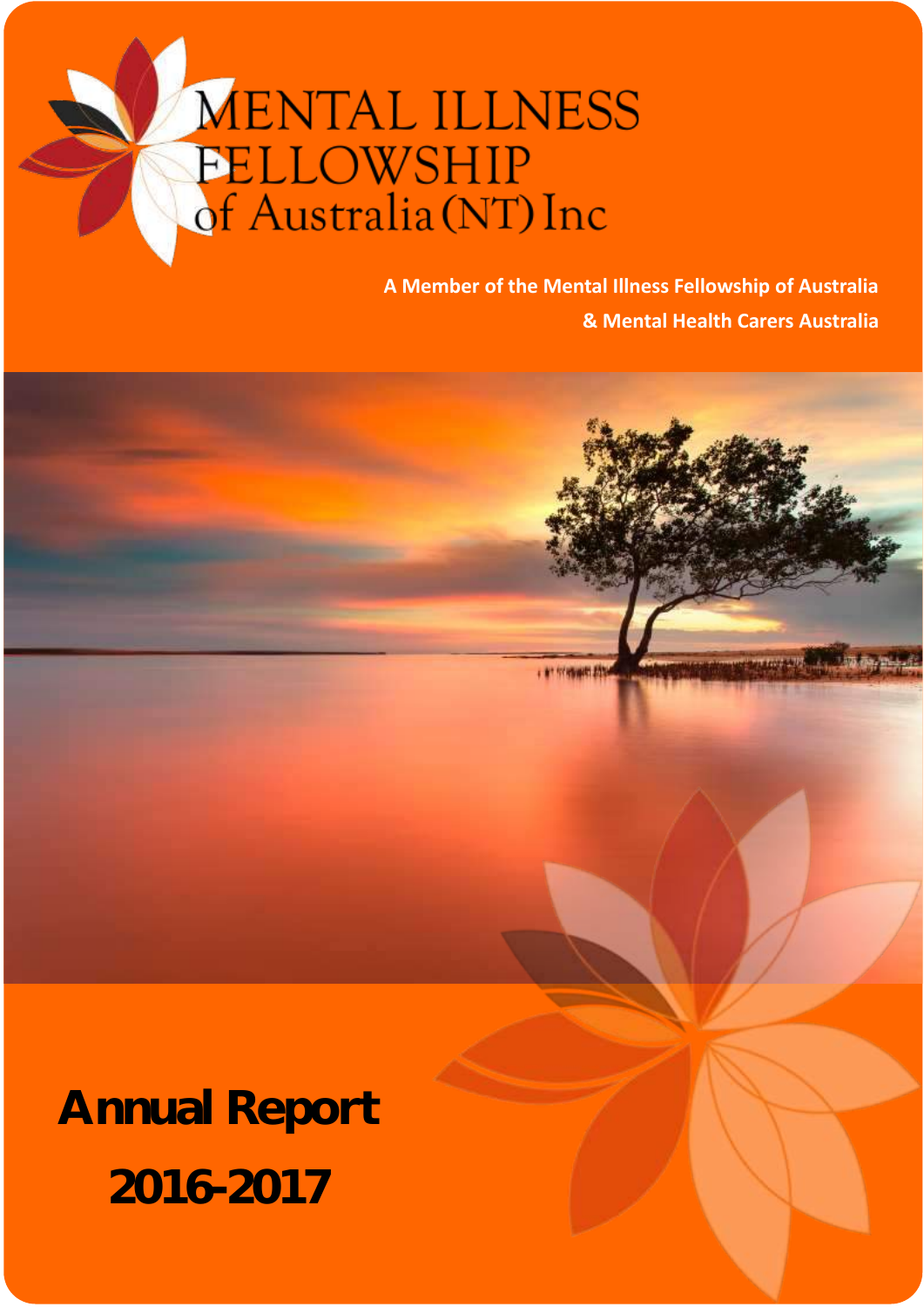# MENTAL ILLNESS FELLOWSHIP of Australia (NT) Inc

**A Member of the Mental Illness Fellowship of Australia**
**& Mental Health Carers Australia**

# Annual Report 2016-2017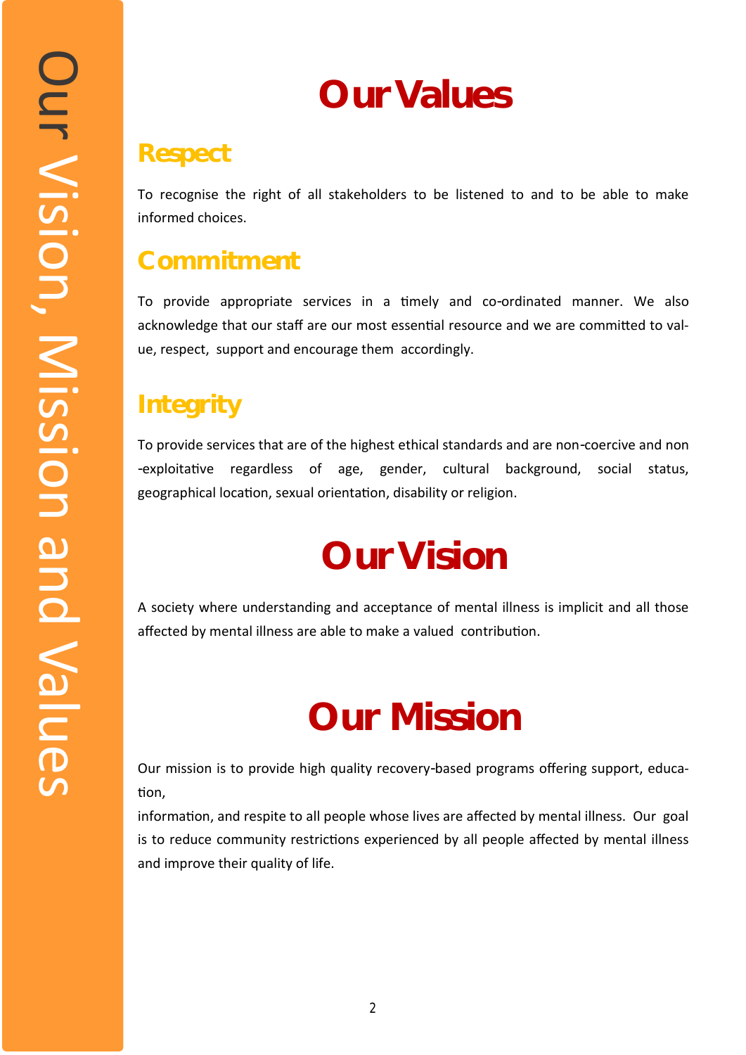# Our Vision, Mission and Values

## Our Values

### Respect

To recognise the right of all stakeholders to be listened to and to be able to make informed choices.

### Commitment

To provide appropriate services in a timely and co-ordinated manner. We also acknowledge that our staff are our most essential resource and we are committed to value, respect, support and encourage them accordingly.

### Integrity

To provide services that are of the highest ethical standards and are non-coercive and non-exploitative regardless of age, gender, cultural background, social status, geographical location, sexual orientation, disability or religion.

## Our Vision

A society where understanding and acceptance of mental illness is implicit and all those affected by mental illness are able to make a valued contribution.

## Our Mission

Our mission is to provide high quality recovery-based programs offering support, education,

information, and respite to all people whose lives are affected by mental illness. Our goal is to reduce community restrictions experienced by all people affected by mental illness and improve their quality of life.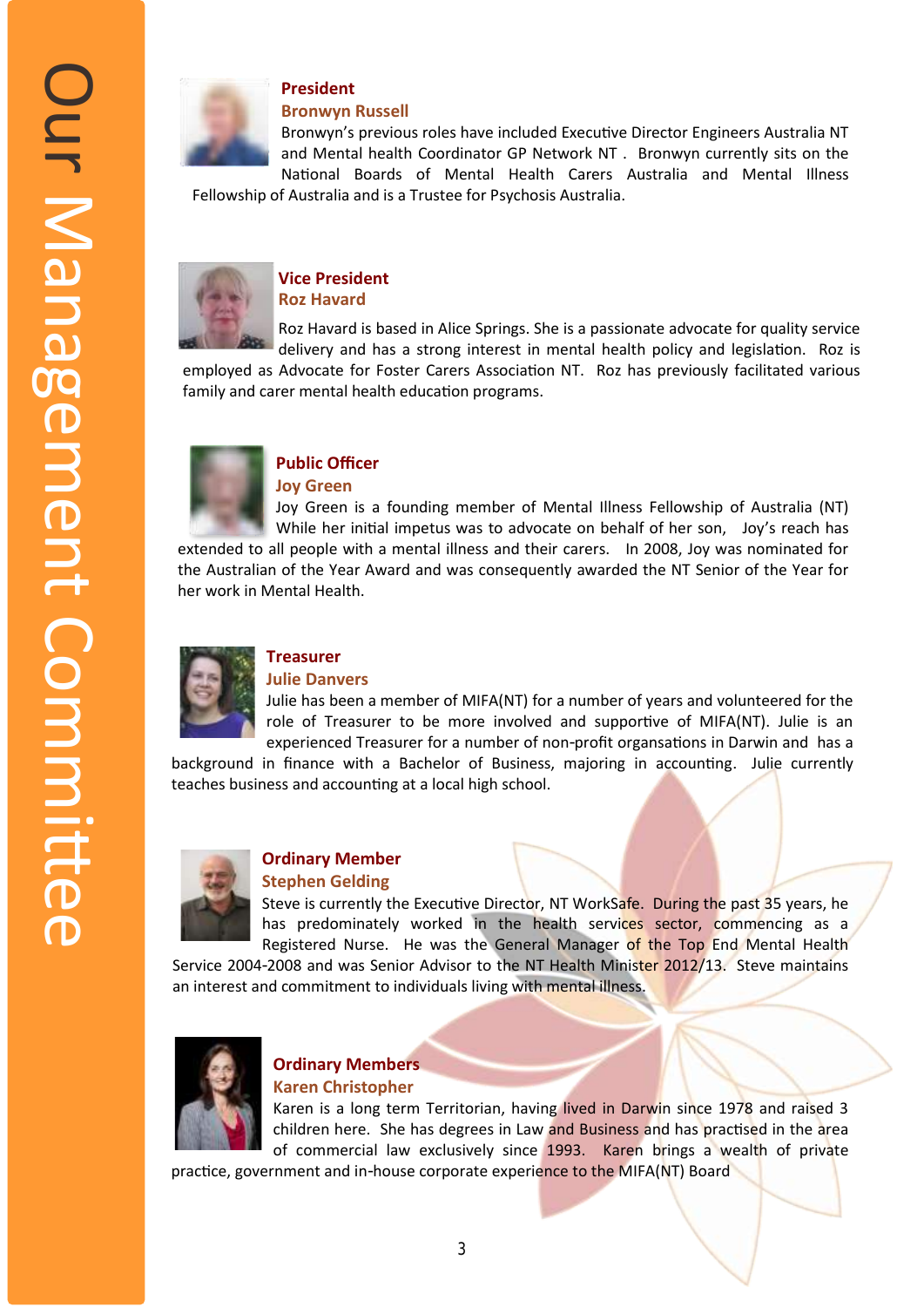# Our Management Committee

### President
**Bronwyn Russell**

Bronwyn's previous roles have included Executive Director Engineers Australia NT and Mental health Coordinator GP Network NT . Bronwyn currently sits on the National Boards of Mental Health Carers Australia and Mental Illness Fellowship of Australia and is a Trustee for Psychosis Australia.

### Vice President
**Roz Havard**

Roz Havard is based in Alice Springs. She is a passionate advocate for quality service delivery and has a strong interest in mental health policy and legislation. Roz is employed as Advocate for Foster Carers Association NT. Roz has previously facilitated various family and carer mental health education programs.

### Public Officer
**Joy Green**

Joy Green is a founding member of Mental Illness Fellowship of Australia (NT) While her initial impetus was to advocate on behalf of her son, Joy's reach has extended to all people with a mental illness and their carers. In 2008, Joy was nominated for the Australian of the Year Award and was consequently awarded the NT Senior of the Year for her work in Mental Health.

### Treasurer
**Julie Danvers**

Julie has been a member of MIFA(NT) for a number of years and volunteered for the role of Treasurer to be more involved and supportive of MIFA(NT). Julie is an experienced Treasurer for a number of non-profit organsations in Darwin and has a background in finance with a Bachelor of Business, majoring in accounting. Julie currently teaches business and accounting at a local high school.

### Ordinary Member
**Stephen Gelding**

Steve is currently the Executive Director, NT WorkSafe. During the past 35 years, he has predominately worked in the health services sector, commencing as a Registered Nurse. He was the General Manager of the Top End Mental Health Service 2004-2008 and was Senior Advisor to the NT Health Minister 2012/13. Steve maintains an interest and commitment to individuals living with mental illness.

### Ordinary Members
**Karen Christopher**

Karen is a long term Territorian, having lived in Darwin since 1978 and raised 3 children here. She has degrees in Law and Business and has practised in the area of commercial law exclusively since 1993. Karen brings a wealth of private practice, government and in-house corporate experience to the MIFA(NT) Board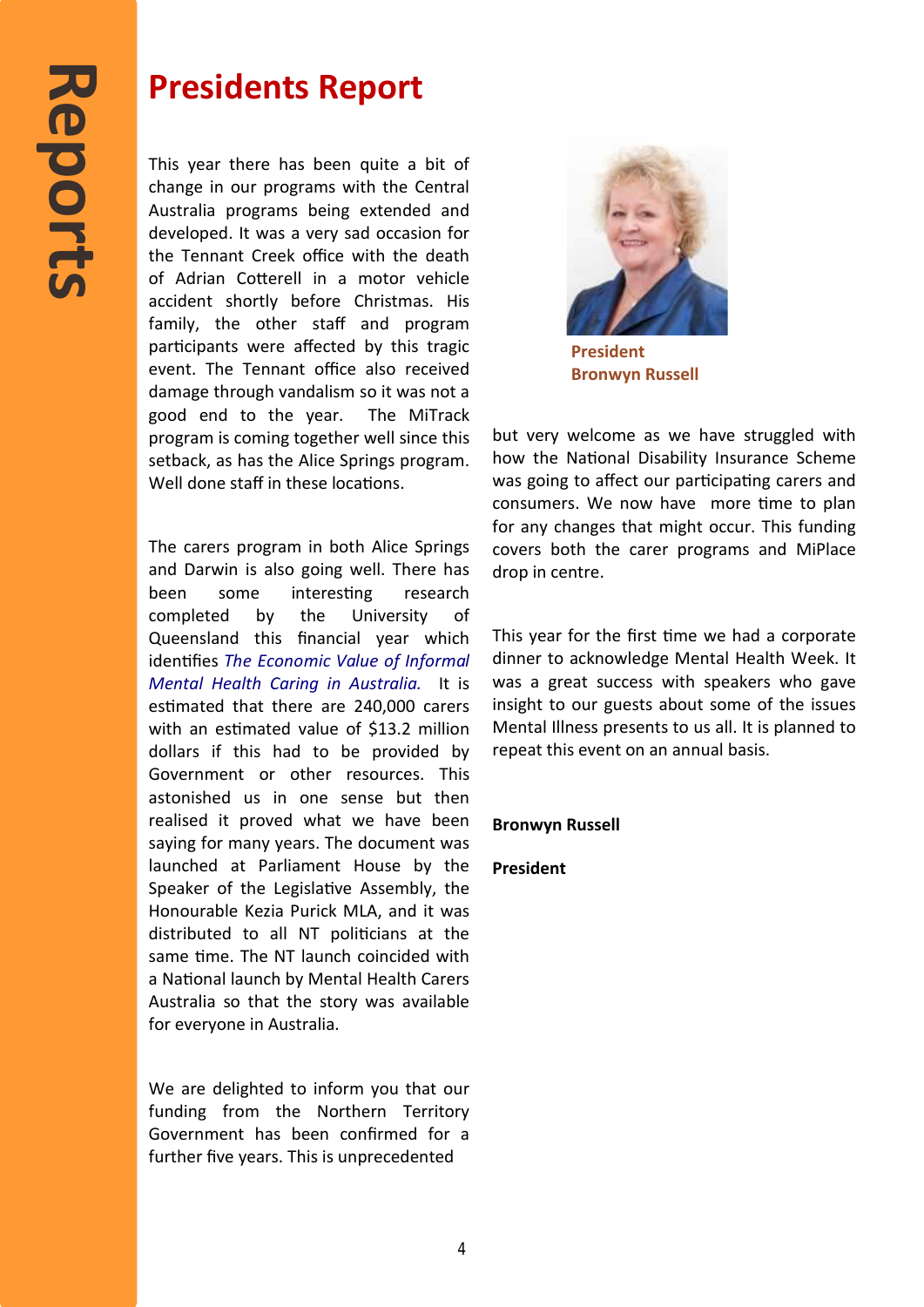# Presidents Report

This year there has been quite a bit of change in our programs with the Central Australia programs being extended and developed. It was a very sad occasion for the Tennant Creek office with the death of Adrian Cotterell in a motor vehicle accident shortly before Christmas. His family, the other staff and program participants were affected by this tragic event. The Tennant office also received damage through vandalism so it was not a good end to the year. The MiTrack program is coming together well since this setback, as has the Alice Springs program. Well done staff in these locations.

The carers program in both Alice Springs and Darwin is also going well. There has been some interesting research completed by the University of Queensland this financial year which identifies *The Economic Value of Informal Mental Health Caring in Australia.* It is estimated that there are 240,000 carers with an estimated value of $13.2 million dollars if this had to be provided by Government or other resources. This astonished us in one sense but then realised it proved what we have been saying for many years. The document was launched at Parliament House by the Speaker of the Legislative Assembly, the Honourable Kezia Purick MLA, and it was distributed to all NT politicians at the same time. The NT launch coincided with a National launch by Mental Health Carers Australia so that the story was available for everyone in Australia.

We are delighted to inform you that our funding from the Northern Territory Government has been confirmed for a further five years. This is unprecedented but very welcome as we have struggled with how the National Disability Insurance Scheme was going to affect our participating carers and consumers. We now have more time to plan for any changes that might occur. This funding covers both the carer programs and MiPlace drop in centre.

This year for the first time we had a corporate dinner to acknowledge Mental Health Week. It was a great success with speakers who gave insight to our guests about some of the issues Mental Illness presents to us all. It is planned to repeat this event on an annual basis.

**President**
**Bronwyn Russell**

**Bronwyn Russell**

**President**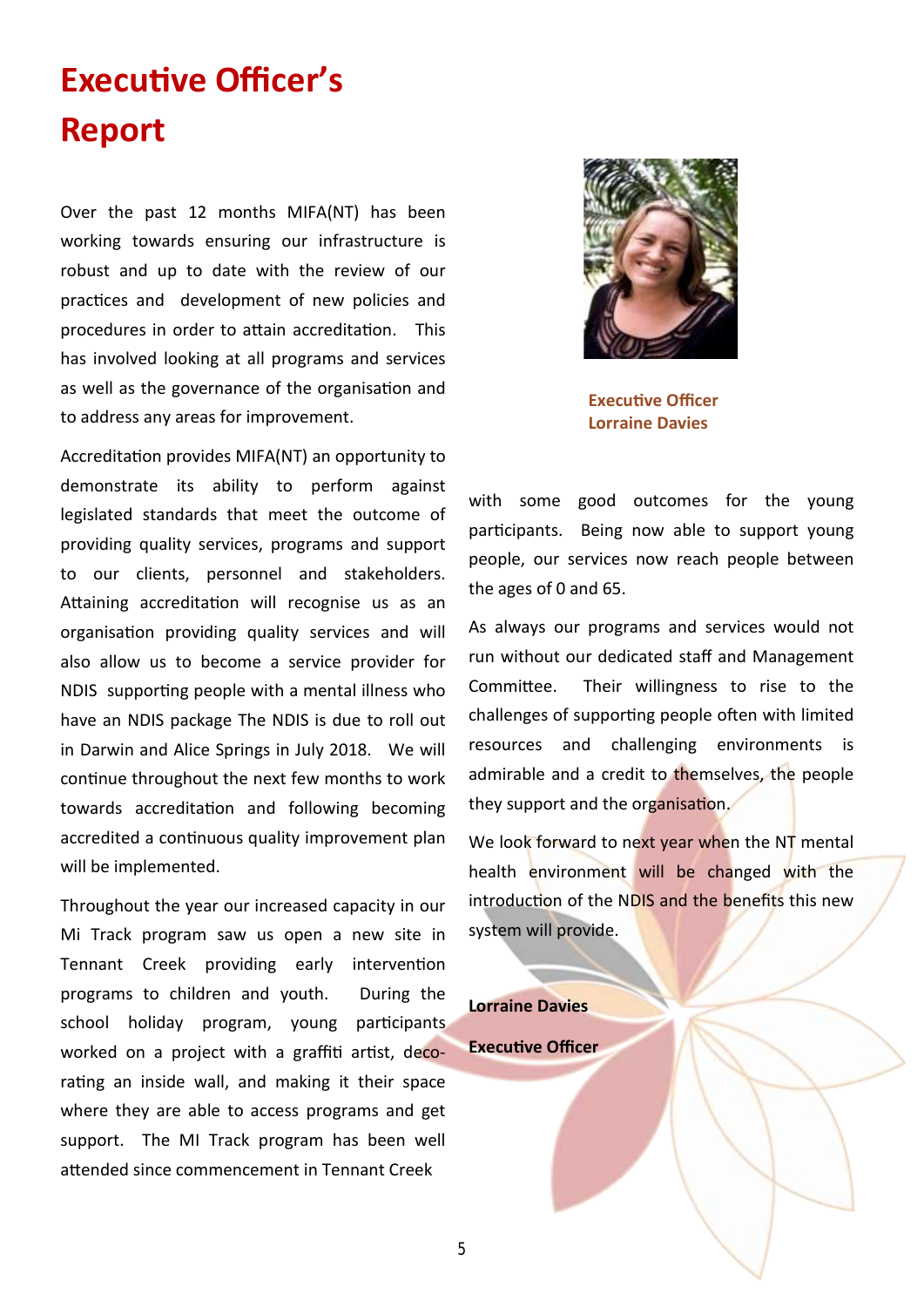# Executive Officer's Report

Over the past 12 months MIFA(NT) has been working towards ensuring our infrastructure is robust and up to date with the review of our practices and development of new policies and procedures in order to attain accreditation. This has involved looking at all programs and services as well as the governance of the organisation and to address any areas for improvement.

Accreditation provides MIFA(NT) an opportunity to demonstrate its ability to perform against legislated standards that meet the outcome of providing quality services, programs and support to our clients, personnel and stakeholders. Attaining accreditation will recognise us as an organisation providing quality services and will also allow us to become a service provider for NDIS supporting people with a mental illness who have an NDIS package The NDIS is due to roll out in Darwin and Alice Springs in July 2018. We will continue throughout the next few months to work towards accreditation and following becoming accredited a continuous quality improvement plan will be implemented.

Throughout the year our increased capacity in our Mi Track program saw us open a new site in Tennant Creek providing early intervention programs to children and youth. During the school holiday program, young participants worked on a project with a graffiti artist, decorating an inside wall, and making it their space where they are able to access programs and get support. The MI Track program has been well attended since commencement in Tennant Creek with some good outcomes for the young participants. Being now able to support young people, our services now reach people between the ages of 0 and 65.

Executive Officer
Lorraine Davies

As always our programs and services would not run without our dedicated staff and Management Committee. Their willingness to rise to the challenges of supporting people often with limited resources and challenging environments is admirable and a credit to themselves, the people they support and the organisation.

We look forward to next year when the NT mental health environment will be changed with the introduction of the NDIS and the benefits this new system will provide.

**Lorraine Davies**

**Executive Officer**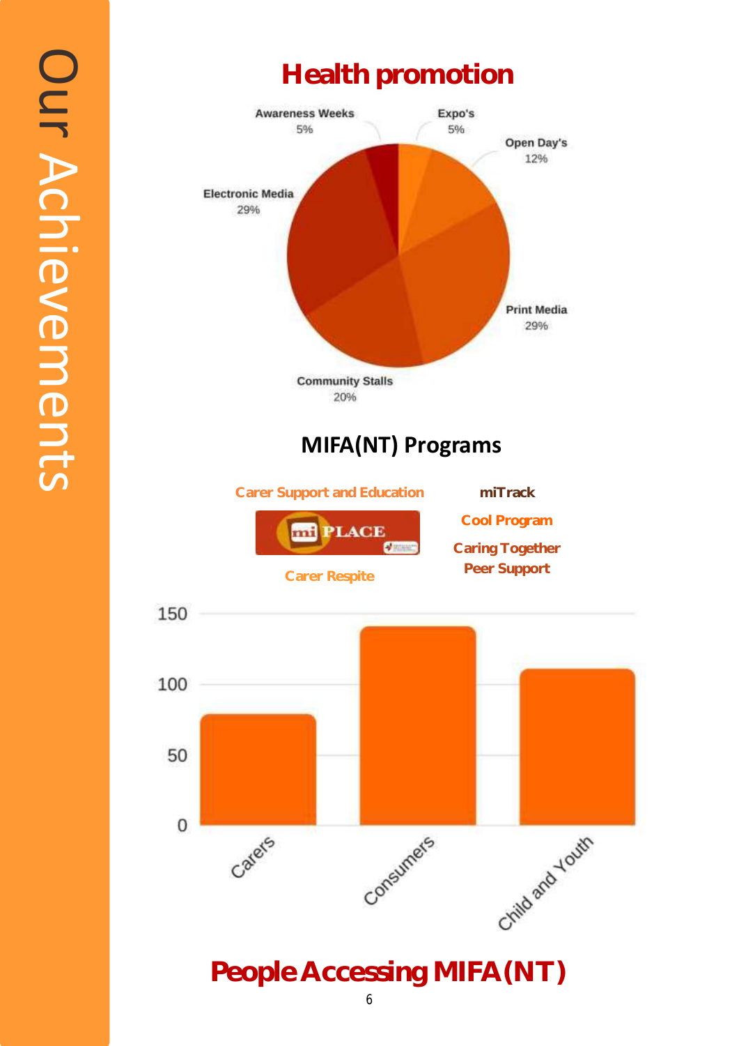# Our Achievements

## Health promotion

- Awareness Weeks 5%
- Expo's 5%
- Open Day's 12%
- Print Media 29%
- Community Stalls 20%
- Electronic Media 29%

## MIFA(NT) Programs

Carer Support and Education

miPLACE

Carer Respite

miTrack

Cool Program

Caring Together Peer Support

150

100

50

0

Carers

Consumers

Child and Youth

## People Accessing MIFA(NT)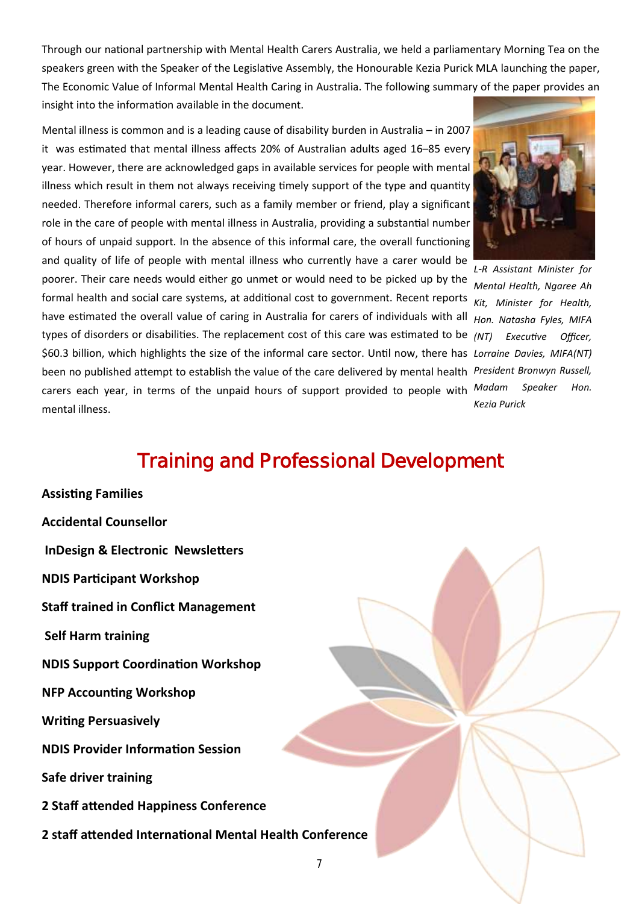Through our national partnership with Mental Health Carers Australia, we held a parliamentary Morning Tea on the speakers green with the Speaker of the Legislative Assembly, the Honourable Kezia Purick MLA launching the paper, The Economic Value of Informal Mental Health Caring in Australia. The following summary of the paper provides an insight into the information available in the document.

Mental illness is common and is a leading cause of disability burden in Australia – in 2007 it was estimated that mental illness affects 20% of Australian adults aged 16–85 every year. However, there are acknowledged gaps in available services for people with mental illness which result in them not always receiving timely support of the type and quantity needed. Therefore informal carers, such as a family member or friend, play a significant role in the care of people with mental illness in Australia, providing a substantial number of hours of unpaid support. In the absence of this informal care, the overall functioning and quality of life of people with mental illness who currently have a carer would be poorer. Their care needs would either go unmet or would need to be picked up by the formal health and social care systems, at additional cost to government. Recent reports have estimated the overall value of caring in Australia for carers of individuals with all types of disorders or disabilities. The replacement cost of this care was estimated to be $60.3 billion, which highlights the size of the informal care sector. Until now, there has been no published attempt to establish the value of the care delivered by mental health carers each year, in terms of the unpaid hours of support provided to people with mental illness.

*L-R Assistant Minister for Mental Health, Ngaree Ah Kit, Minister for Health, Hon. Natasha Fyles, MIFA (NT) Executive Officer, Lorraine Davies, MIFA(NT) President Bronwyn Russell, Madam Speaker Hon. Kezia Purick*

# Training and Professional Development

**Assisting Families**

**Accidental Counsellor**

**InDesign & Electronic Newsletters**

**NDIS Participant Workshop**

**Staff trained in Conflict Management**

**Self Harm training**

**NDIS Support Coordination Workshop**

**NFP Accounting Workshop**

**Writing Persuasively**

**NDIS Provider Information Session**

**Safe driver training**

**2 Staff attended Happiness Conference**

**2 staff attended International Mental Health Conference**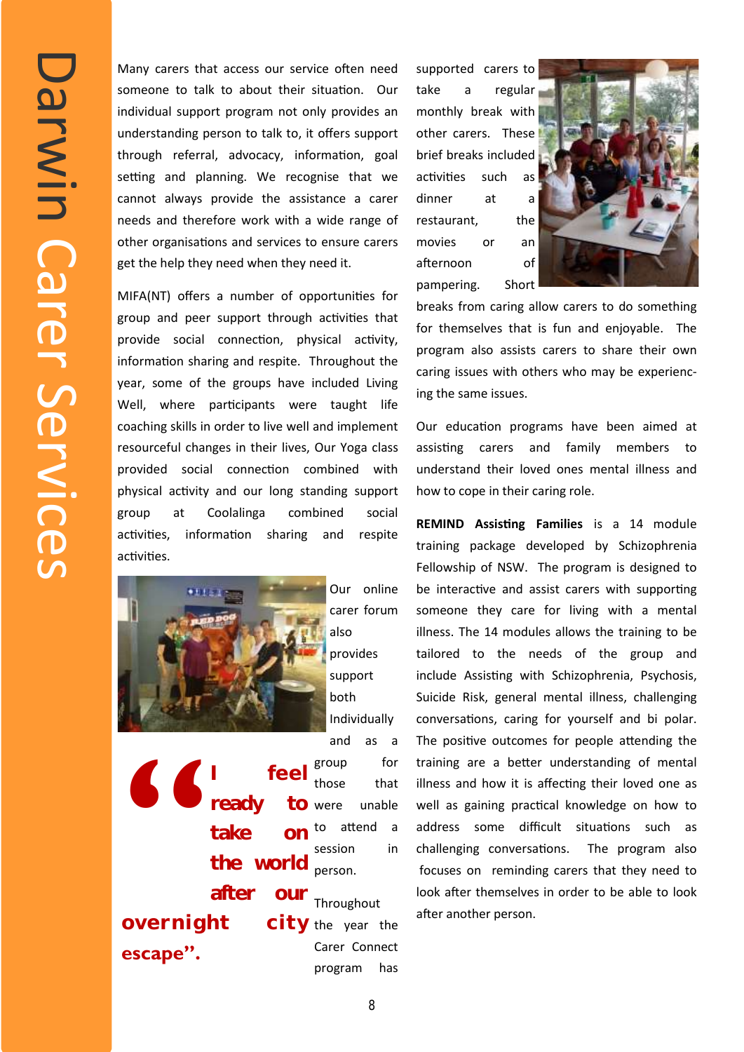# Darwin Carer Services

Many carers that access our service often need someone to talk to about their situation. Our individual support program not only provides an understanding person to talk to, it offers support through referral, advocacy, information, goal setting and planning. We recognise that we cannot always provide the assistance a carer needs and therefore work with a wide range of other organisations and services to ensure carers get the help they need when they need it.

MIFA(NT) offers a number of opportunities for group and peer support through activities that provide social connection, physical activity, information sharing and respite. Throughout the year, some of the groups have included Living Well, where participants were taught life coaching skills in order to live well and implement resourceful changes in their lives, Our Yoga class provided social connection combined with physical activity and our long standing support group at Coolalinga combined social activities, information sharing and respite activities.

Our online carer forum also provides support both Individually and as a group for those that were unable to attend a session in person.

> **"I feel ready to take on the world after our overnight city escape".**

Throughout the year the Carer Connect program has supported carers to take a regular monthly break with other carers. These brief breaks included activities such as dinner at a restaurant, the movies or an afternoon of pampering. Short breaks from caring allow carers to do something for themselves that is fun and enjoyable. The program also assists carers to share their own caring issues with others who may be experiencing the same issues.

Our education programs have been aimed at assisting carers and family members to understand their loved ones mental illness and how to cope in their caring role.

**REMIND Assisting Families** is a 14 module training package developed by Schizophrenia Fellowship of NSW. The program is designed to be interactive and assist carers with supporting someone they care for living with a mental illness. The 14 modules allows the training to be tailored to the needs of the group and include Assisting with Schizophrenia, Psychosis, Suicide Risk, general mental illness, challenging conversations, caring for yourself and bi polar. The positive outcomes for people attending the training are a better understanding of mental illness and how it is affecting their loved one as well as gaining practical knowledge on how to address some difficult situations such as challenging conversations. The program also focuses on reminding carers that they need to look after themselves in order to be able to look after another person.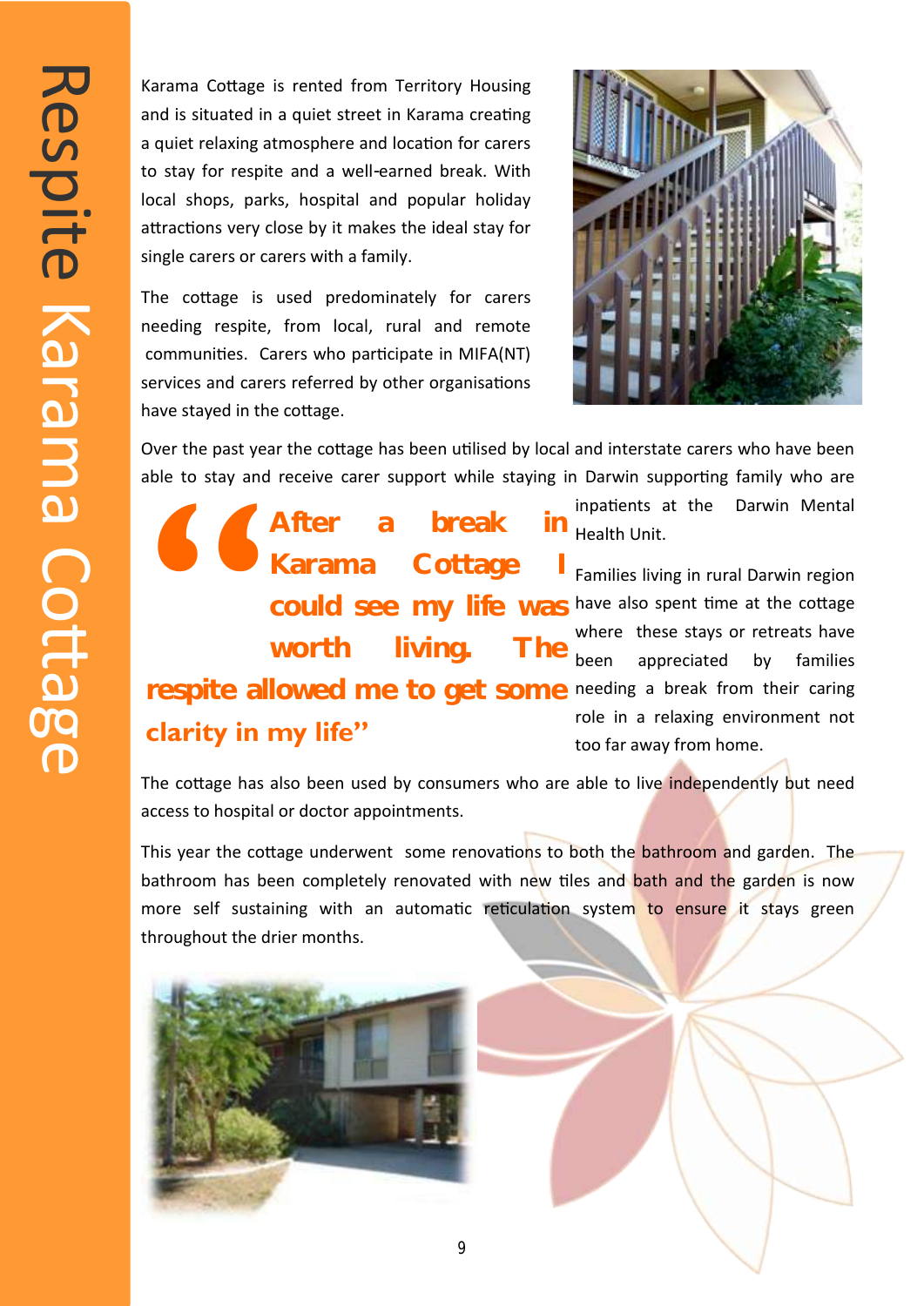# Respite Karama Cottage

Karama Cottage is rented from Territory Housing and is situated in a quiet street in Karama creating a quiet relaxing atmosphere and location for carers to stay for respite and a well-earned break. With local shops, parks, hospital and popular holiday attractions very close by it makes the ideal stay for single carers or carers with a family.

The cottage is used predominately for carers needing respite, from local, rural and remote communities. Carers who participate in MIFA(NT) services and carers referred by other organisations have stayed in the cottage.

Over the past year the cottage has been utilised by local and interstate carers who have been able to stay and receive carer support while staying in Darwin supporting family who are inpatients at the Darwin Mental Health Unit.

> **"After a break in Karama Cottage I could see my life was worth living. The respite allowed me to get some clarity in my life"**

Families living in rural Darwin region have also spent time at the cottage where these stays or retreats have been appreciated by families needing a break from their caring role in a relaxing environment not too far away from home.

The cottage has also been used by consumers who are able to live independently but need access to hospital or doctor appointments.

This year the cottage underwent some renovations to both the bathroom and garden. The bathroom has been completely renovated with new tiles and bath and the garden is now more self sustaining with an automatic reticulation system to ensure it stays green throughout the drier months.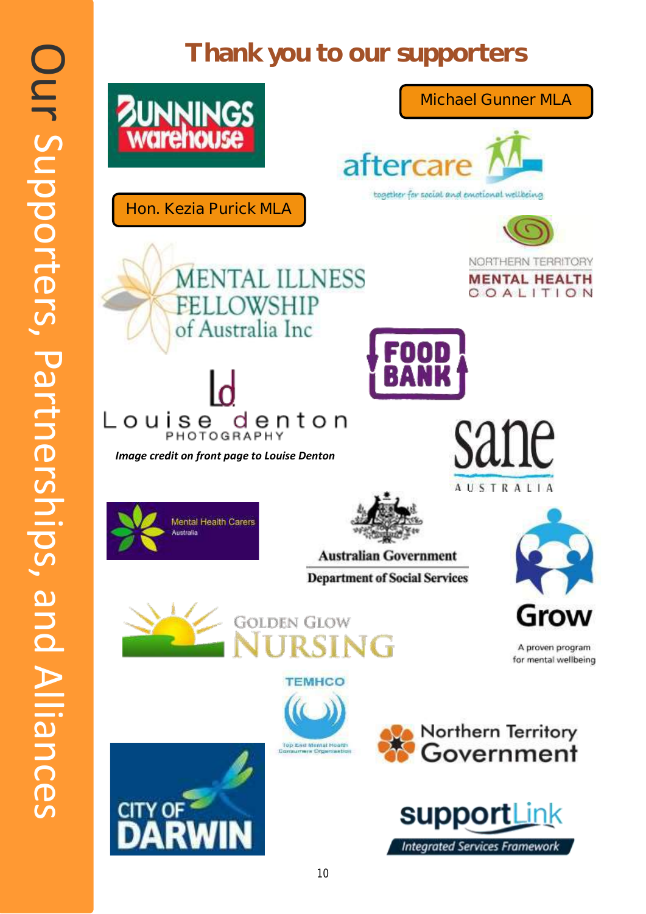# Our Supporters, Partnerships, and Alliances

## Thank you to our supporters

Bunnings Warehouse

Michael Gunner MLA

aftercare — together for social and emotional wellbeing

Hon. Kezia Purick MLA

Northern Territory Mental Health Coalition

Mental Illness Fellowship of Australia Inc

Food Bank

Louise denton PHOTOGRAPHY

*Image credit on front page to Louise Denton*

sane AUSTRALIA

Mental Health Carers Australia

Australian Government Department of Social Services

Grow — A proven program for mental wellbeing

Golden Glow Nursing

TEMHCO — Top End Mental Health Consumers Organisation

Northern Territory Government

City of Darwin

supportLink — Integrated Services Framework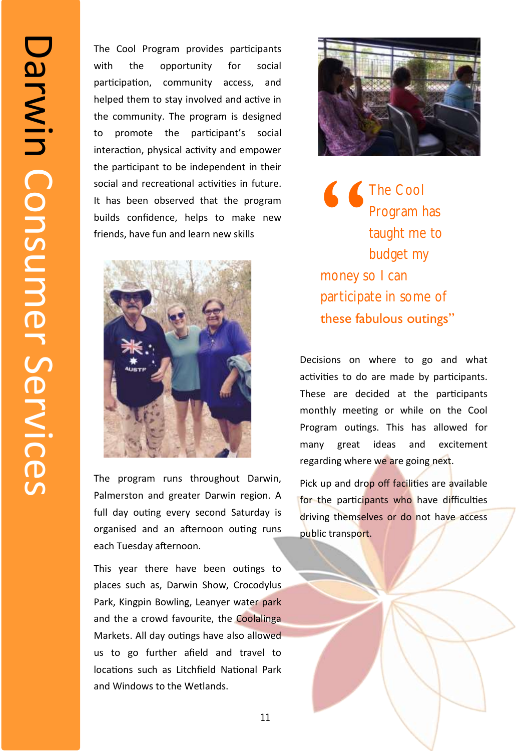# Darwin Consumer Services

The Cool Program provides participants with the opportunity for social participation, community access, and helped them to stay involved and active in the community. The program is designed to promote the participant's social interaction, physical activity and empower the participant to be independent in their social and recreational activities in future. It has been observed that the program builds confidence, helps to make new friends, have fun and learn new skills

The program runs throughout Darwin, Palmerston and greater Darwin region. A full day outing every second Saturday is organised and an afternoon outing runs each Tuesday afternoon.

This year there have been outings to places such as, Darwin Show, Crocodylus Park, Kingpin Bowling, Leanyer water park and the a crowd favourite, the Coolalinga Markets. All day outings have also allowed us to go further afield and travel to locations such as Litchfield National Park and Windows to the Wetlands.

> "The Cool Program has taught me to budget my money so I can participate in some of these fabulous outings"

Decisions on where to go and what activities to do are made by participants. These are decided at the participants monthly meeting or while on the Cool Program outings. This has allowed for many great ideas and excitement regarding where we are going next.

Pick up and drop off facilities are available for the participants who have difficulties driving themselves or do not have access public transport.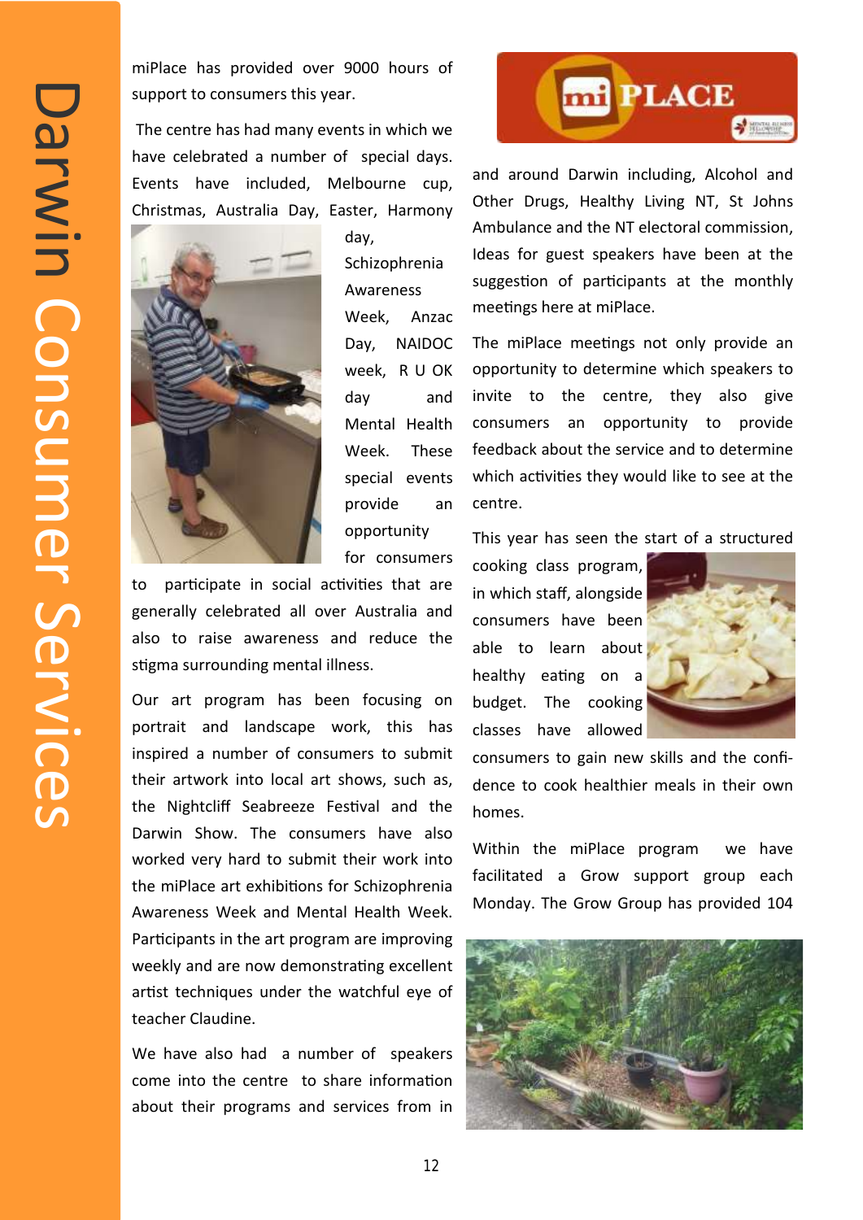# Darwin Consumer Services

miPlace has provided over 9000 hours of support to consumers this year.

The centre has had many events in which we have celebrated a number of special days. Events have included, Melbourne cup, Christmas, Australia Day, Easter, Harmony day, Schizophrenia Awareness Week, Anzac Day, NAIDOC week, R U OK day and Mental Health Week. These special events provide an opportunity for consumers to participate in social activities that are generally celebrated all over Australia and also to raise awareness and reduce the stigma surrounding mental illness.

Our art program has been focusing on portrait and landscape work, this has inspired a number of consumers to submit their artwork into local art shows, such as, the Nightcliff Seabreeze Festival and the Darwin Show. The consumers have also worked very hard to submit their work into the miPlace art exhibitions for Schizophrenia Awareness Week and Mental Health Week. Participants in the art program are improving weekly and are now demonstrating excellent artist techniques under the watchful eye of teacher Claudine.

We have also had a number of speakers come into the centre to share information about their programs and services from in and around Darwin including, Alcohol and Other Drugs, Healthy Living NT, St Johns Ambulance and the NT electoral commission, Ideas for guest speakers have been at the suggestion of participants at the monthly meetings here at miPlace.

The miPlace meetings not only provide an opportunity to determine which speakers to invite to the centre, they also give consumers an opportunity to provide feedback about the service and to determine which activities they would like to see at the centre.

This year has seen the start of a structured cooking class program, in which staff, alongside consumers have been able to learn about healthy eating on a budget. The cooking classes have allowed consumers to gain new skills and the confidence to cook healthier meals in their own homes.

Within the miPlace program we have facilitated a Grow support group each Monday. The Grow Group has provided 104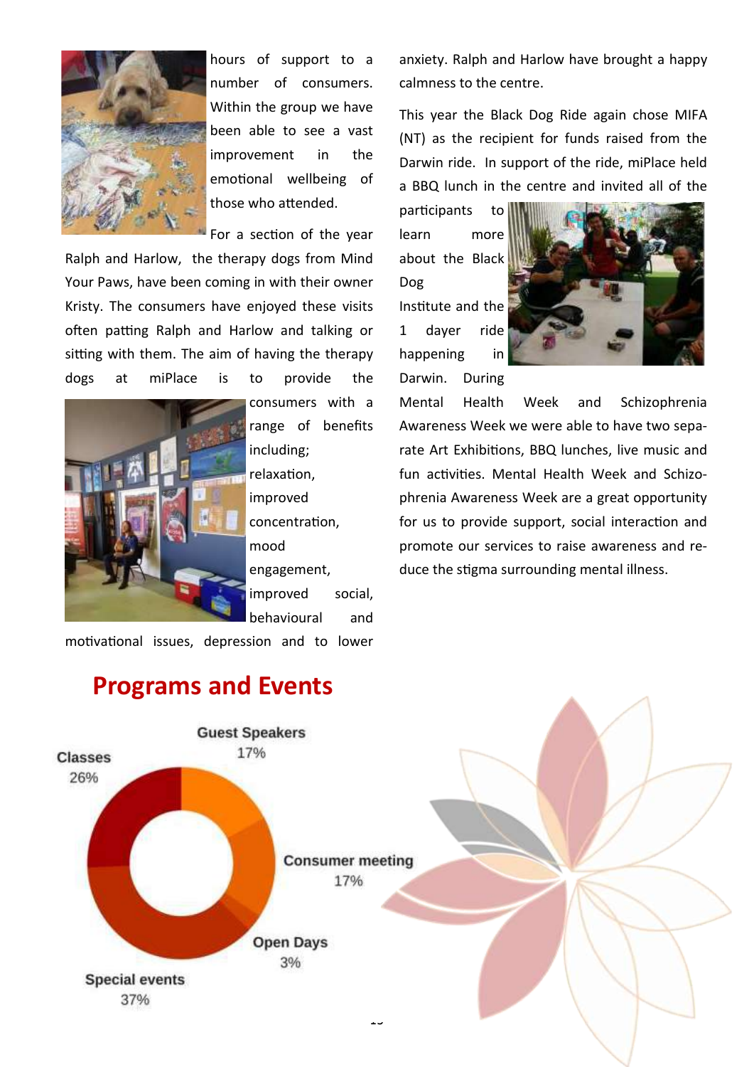hours of support to a number of consumers. Within the group we have been able to see a vast improvement in the emotional wellbeing of those who attended.

For a section of the year Ralph and Harlow, the therapy dogs from Mind Your Paws, have been coming in with their owner Kristy. The consumers have enjoyed these visits often patting Ralph and Harlow and talking or sitting with them. The aim of having the therapy dogs at miPlace is to provide the consumers with a range of benefits including; relaxation, improved concentration, mood engagement, improved social, behavioural and motivational issues, depression and to lower anxiety. Ralph and Harlow have brought a happy calmness to the centre.

This year the Black Dog Ride again chose MIFA (NT) as the recipient for funds raised from the Darwin ride. In support of the ride, miPlace held a BBQ lunch in the centre and invited all of the participants to learn more about the Black Dog Institute and the 1 dayer ride happening in Darwin. During Mental Health Week and Schizophrenia Awareness Week we were able to have two separate Art Exhibitions, BBQ lunches, live music and fun activities. Mental Health Week and Schizophrenia Awareness Week are a great opportunity for us to provide support, social interaction and promote our services to raise awareness and reduce the stigma surrounding mental illness.

## Programs and Events

| Program/Event | Percentage |
|---|---|
| Guest Speakers | 17% |
| Consumer meeting | 17% |
| Open Days | 3% |
| Special events | 37% |
| Classes | 26% |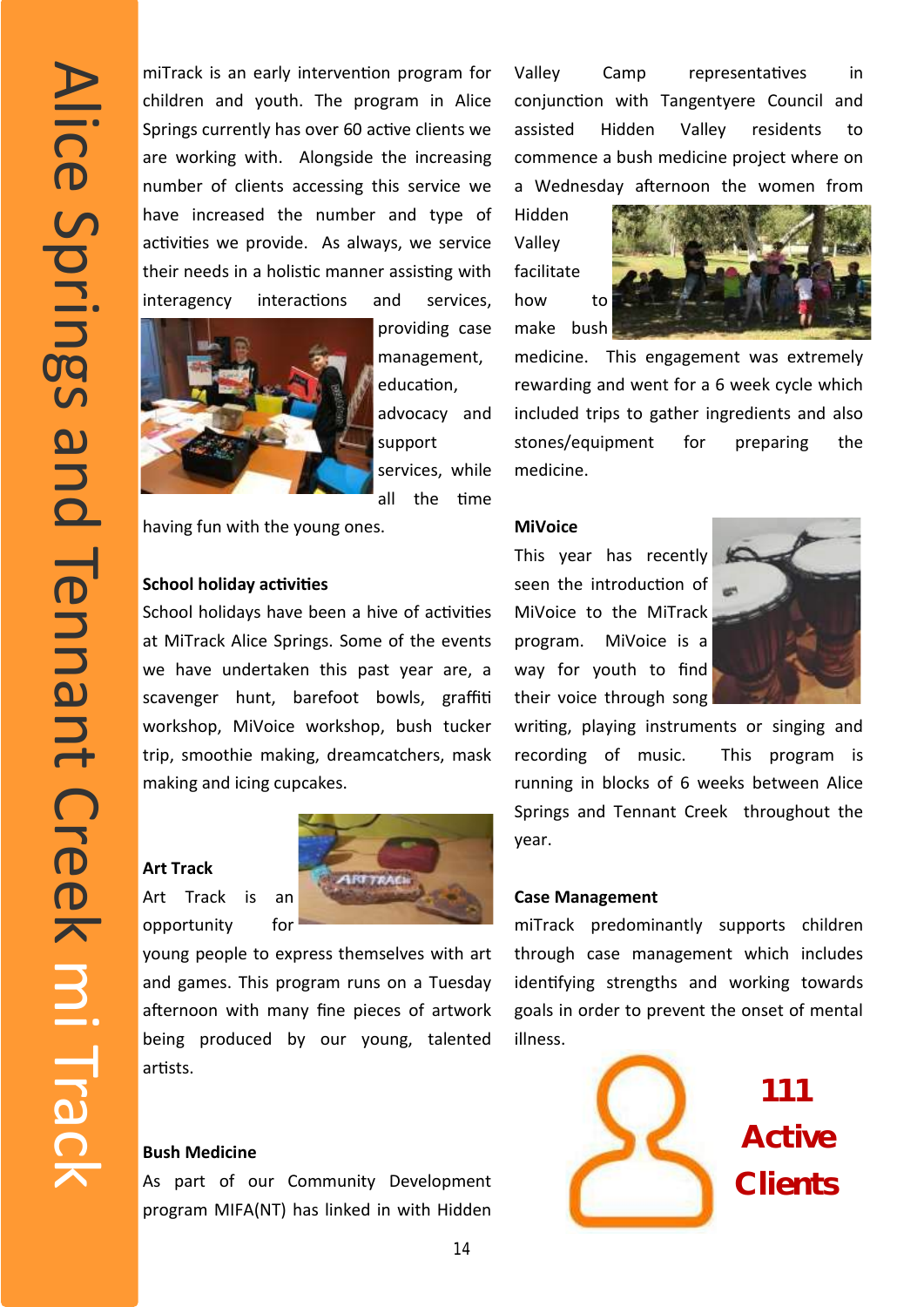# Alice Springs and Tennant Creek mi Track

miTrack is an early intervention program for children and youth. The program in Alice Springs currently has over 60 active clients we are working with. Alongside the increasing number of clients accessing this service we have increased the number and type of activities we provide. As always, we service their needs in a holistic manner assisting with interagency interactions and services, providing case management, education, advocacy and support services, while all the time having fun with the young ones.

**School holiday activities**

School holidays have been a hive of activities at MiTrack Alice Springs. Some of the events we have undertaken this past year are, a scavenger hunt, barefoot bowls, graffiti workshop, MiVoice workshop, bush tucker trip, smoothie making, dreamcatchers, mask making and icing cupcakes.

**Art Track**

Art Track is an opportunity for young people to express themselves with art and games. This program runs on a Tuesday afternoon with many fine pieces of artwork being produced by our young, talented artists.

**Bush Medicine**

As part of our Community Development program MIFA(NT) has linked in with Hidden Valley Camp representatives in conjunction with Tangentyere Council and assisted Hidden Valley residents to commence a bush medicine project where on a Wednesday afternoon the women from Hidden Valley facilitate how to make bush medicine. This engagement was extremely rewarding and went for a 6 week cycle which included trips to gather ingredients and also stones/equipment for preparing the medicine.

**MiVoice**

This year has recently seen the introduction of MiVoice to the MiTrack program. MiVoice is a way for youth to find their voice through song writing, playing instruments or singing and recording of music. This program is running in blocks of 6 weeks between Alice Springs and Tennant Creek throughout the year.

**Case Management**

miTrack predominantly supports children through case management which includes identifying strengths and working towards goals in order to prevent the onset of mental illness.

**111 Active Clients**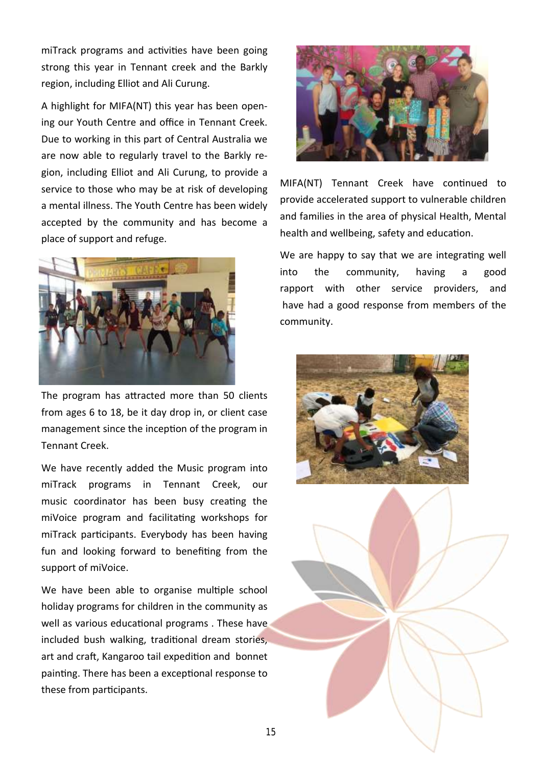miTrack programs and activities have been going strong this year in Tennant creek and the Barkly region, including Elliot and Ali Curung.

A highlight for MIFA(NT) this year has been opening our Youth Centre and office in Tennant Creek. Due to working in this part of Central Australia we are now able to regularly travel to the Barkly region, including Elliot and Ali Curung, to provide a service to those who may be at risk of developing a mental illness. The Youth Centre has been widely accepted by the community and has become a place of support and refuge.

The program has attracted more than 50 clients from ages 6 to 18, be it day drop in, or client case management since the inception of the program in Tennant Creek.

We have recently added the Music program into miTrack programs in Tennant Creek, our music coordinator has been busy creating the miVoice program and facilitating workshops for miTrack participants. Everybody has been having fun and looking forward to benefiting from the support of miVoice.

We have been able to organise multiple school holiday programs for children in the community as well as various educational programs . These have included bush walking, traditional dream stories, art and craft, Kangaroo tail expedition and bonnet painting. There has been a exceptional response to these from participants.

MIFA(NT) Tennant Creek have continued to provide accelerated support to vulnerable children and families in the area of physical Health, Mental health and wellbeing, safety and education.

We are happy to say that we are integrating well into the community, having a good rapport with other service providers, and have had a good response from members of the community.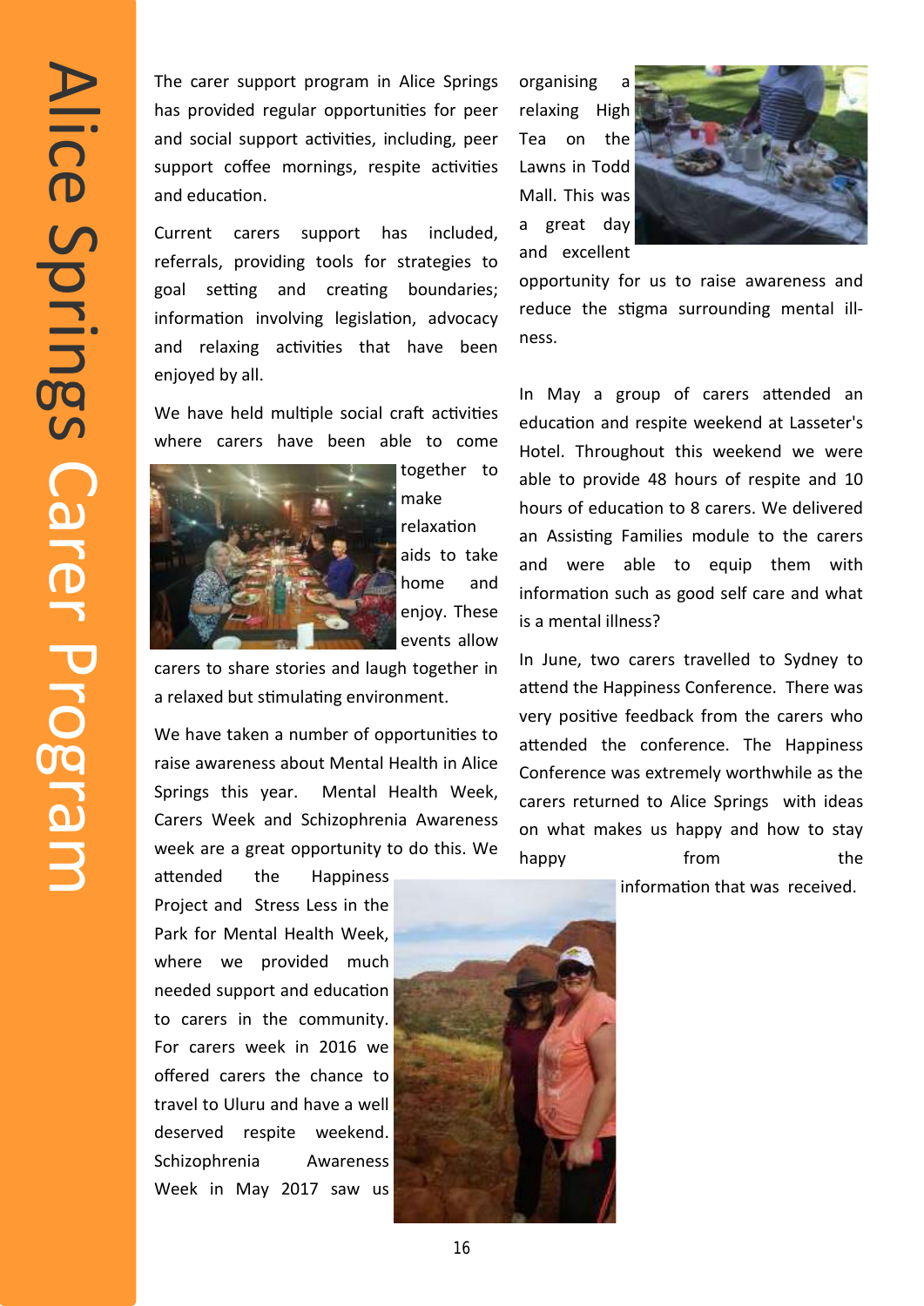# Alice Springs Carer Program

The carer support program in Alice Springs has provided regular opportunities for peer and social support activities, including, peer support coffee mornings, respite activities and education.

Current carers support has included, referrals, providing tools for strategies to goal setting and creating boundaries; information involving legislation, advocacy and relaxing activities that have been enjoyed by all.

We have held multiple social craft activities where carers have been able to come together to make relaxation aids to take home and enjoy. These events allow carers to share stories and laugh together in a relaxed but stimulating environment.

We have taken a number of opportunities to raise awareness about Mental Health in Alice Springs this year. Mental Health Week, Carers Week and Schizophrenia Awareness week are a great opportunity to do this. We attended the Happiness Project and Stress Less in the Park for Mental Health Week, where we provided much needed support and education to carers in the community. For carers week in 2016 we offered carers the chance to travel to Uluru and have a well deserved respite weekend. Schizophrenia Awareness Week in May 2017 saw us organising a relaxing High Tea on the Lawns in Todd Mall. This was a great day and excellent opportunity for us to raise awareness and reduce the stigma surrounding mental ill-ness.

In May a group of carers attended an education and respite weekend at Lasseter's Hotel. Throughout this weekend we were able to provide 48 hours of respite and 10 hours of education to 8 carers. We delivered an Assisting Families module to the carers and were able to equip them with information such as good self care and what is a mental illness?

In June, two carers travelled to Sydney to attend the Happiness Conference. There was very positive feedback from the carers who attended the conference. The Happiness Conference was extremely worthwhile as the carers returned to Alice Springs with ideas on what makes us happy and how to stay happy from the information that was received.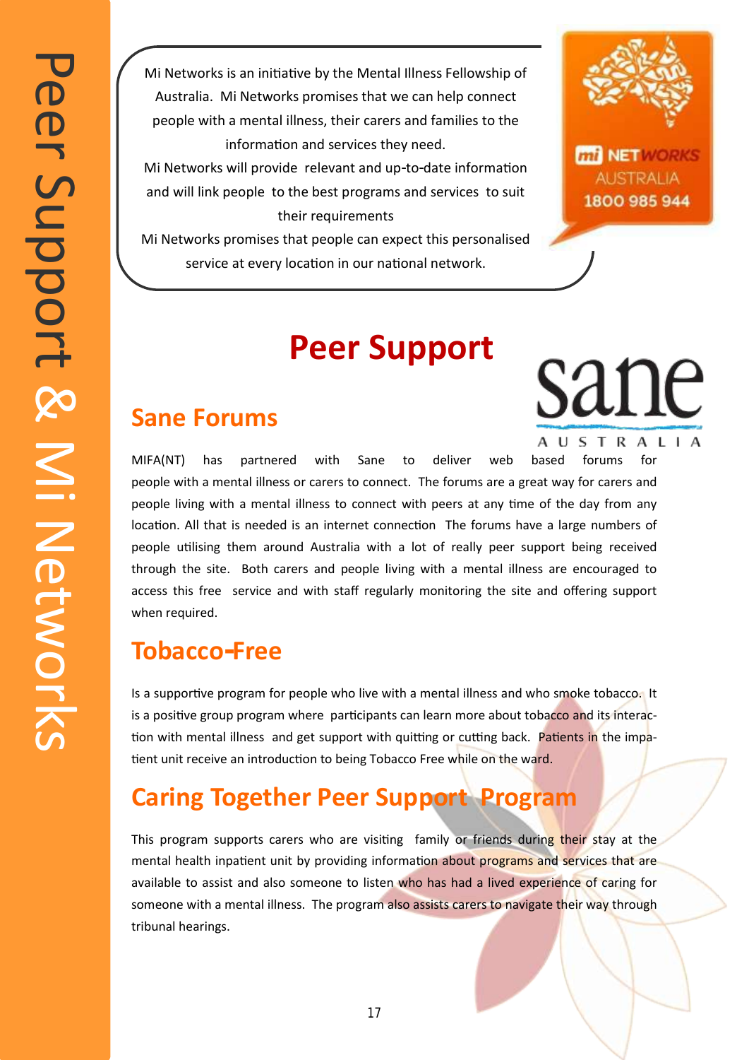Mi Networks is an initiative by the Mental Illness Fellowship of Australia. Mi Networks promises that we can help connect people with a mental illness, their carers and families to the information and services they need.
Mi Networks will provide relevant and up-to-date information and will link people to the best programs and services to suit their requirements
Mi Networks promises that people can expect this personalised service at every location in our national network.

mi NETWORKS AUSTRALIA 1800 985 944

# Peer Support

sane AUSTRALIA

## Sane Forums

MIFA(NT) has partnered with Sane to deliver web based forums for people with a mental illness or carers to connect. The forums are a great way for carers and people living with a mental illness to connect with peers at any time of the day from any location. All that is needed is an internet connection The forums have a large numbers of people utilising them around Australia with a lot of really peer support being received through the site. Both carers and people living with a mental illness are encouraged to access this free service and with staff regularly monitoring the site and offering support when required.

## Tobacco-Free

Is a supportive program for people who live with a mental illness and who smoke tobacco. It is a positive group program where participants can learn more about tobacco and its interaction with mental illness and get support with quitting or cutting back. Patients in the impatient unit receive an introduction to being Tobacco Free while on the ward.

## Caring Together Peer Support Program

This program supports carers who are visiting family or friends during their stay at the mental health inpatient unit by providing information about programs and services that are available to assist and also someone to listen who has had a lived experience of caring for someone with a mental illness. The program also assists carers to navigate their way through tribunal hearings.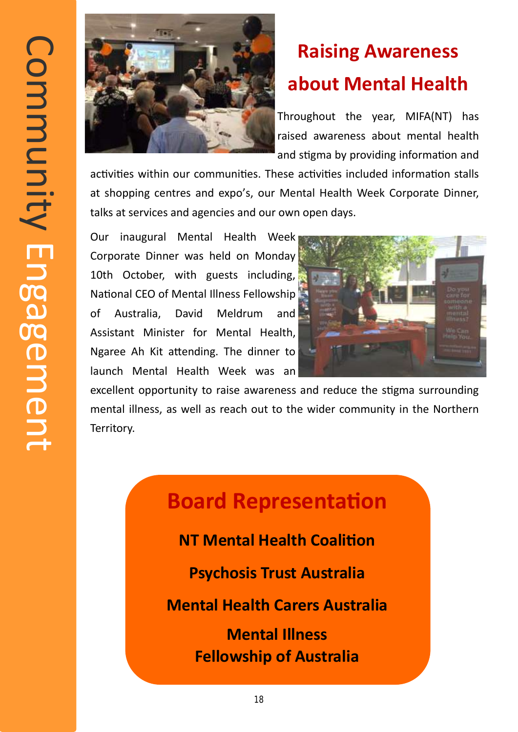Community Engagement

## Raising Awareness about Mental Health

Throughout the year, MIFA(NT) has raised awareness about mental health and stigma by providing information and activities within our communities. These activities included information stalls at shopping centres and expo's, our Mental Health Week Corporate Dinner, talks at services and agencies and our own open days.

Our inaugural Mental Health Week Corporate Dinner was held on Monday 10th October, with guests including, National CEO of Mental Illness Fellowship of Australia, David Meldrum and Assistant Minister for Mental Health, Ngaree Ah Kit attending. The dinner to launch Mental Health Week was an excellent opportunity to raise awareness and reduce the stigma surrounding mental illness, as well as reach out to the wider community in the Northern Territory.

## Board Representation

**NT Mental Health Coalition**

**Psychosis Trust Australia**

**Mental Health Carers Australia**

**Mental Illness Fellowship of Australia**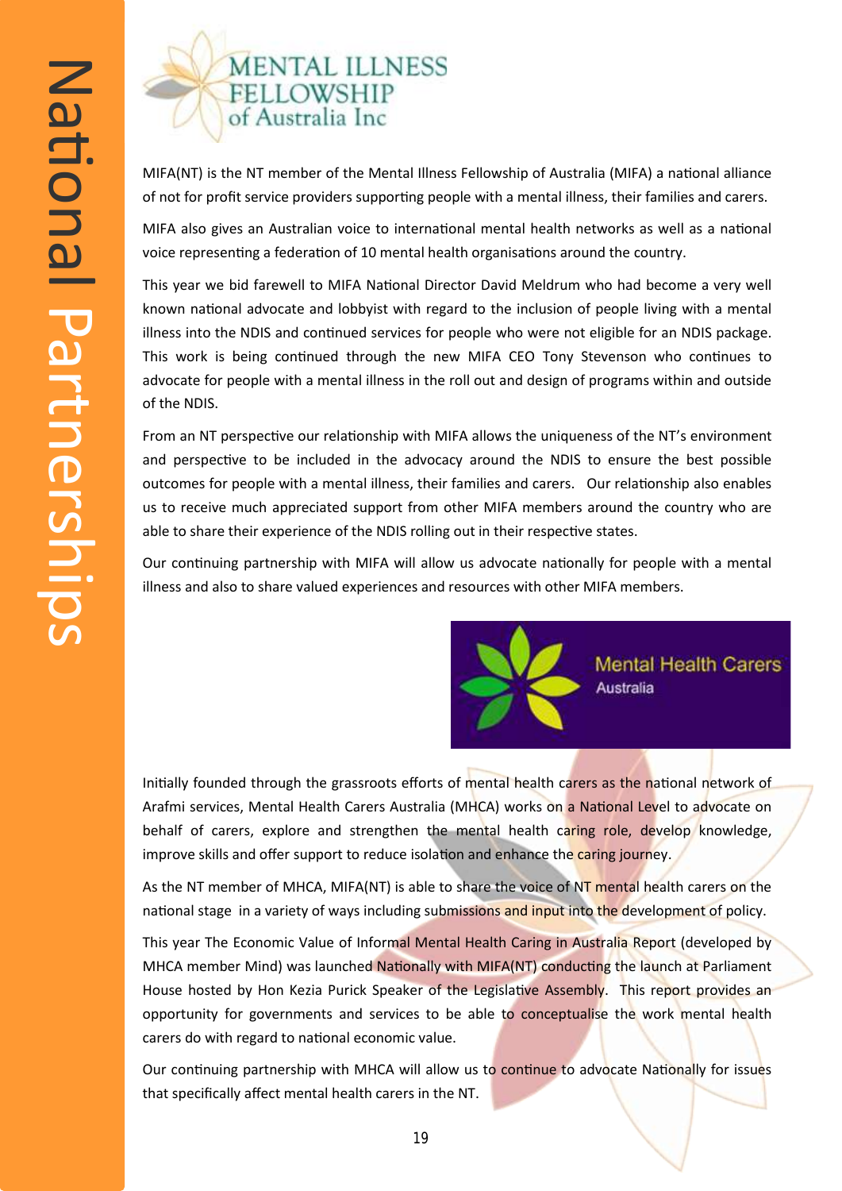# National Partnerships

## MENTAL ILLNESS FELLOWSHIP of Australia Inc

MIFA(NT) is the NT member of the Mental Illness Fellowship of Australia (MIFA) a national alliance of not for profit service providers supporting people with a mental illness, their families and carers.

MIFA also gives an Australian voice to international mental health networks as well as a national voice representing a federation of 10 mental health organisations around the country.

This year we bid farewell to MIFA National Director David Meldrum who had become a very well known national advocate and lobbyist with regard to the inclusion of people living with a mental illness into the NDIS and continued services for people who were not eligible for an NDIS package. This work is being continued through the new MIFA CEO Tony Stevenson who continues to advocate for people with a mental illness in the roll out and design of programs within and outside of the NDIS.

From an NT perspective our relationship with MIFA allows the uniqueness of the NT's environment and perspective to be included in the advocacy around the NDIS to ensure the best possible outcomes for people with a mental illness, their families and carers. Our relationship also enables us to receive much appreciated support from other MIFA members around the country who are able to share their experience of the NDIS rolling out in their respective states.

Our continuing partnership with MIFA will allow us advocate nationally for people with a mental illness and also to share valued experiences and resources with other MIFA members.

## Mental Health Carers Australia

Initially founded through the grassroots efforts of mental health carers as the national network of Arafmi services, Mental Health Carers Australia (MHCA) works on a National Level to advocate on behalf of carers, explore and strengthen the mental health caring role, develop knowledge, improve skills and offer support to reduce isolation and enhance the caring journey.

As the NT member of MHCA, MIFA(NT) is able to share the voice of NT mental health carers on the national stage in a variety of ways including submissions and input into the development of policy.

This year The Economic Value of Informal Mental Health Caring in Australia Report (developed by MHCA member Mind) was launched Nationally with MIFA(NT) conducting the launch at Parliament House hosted by Hon Kezia Purick Speaker of the Legislative Assembly. This report provides an opportunity for governments and services to be able to conceptualise the work mental health carers do with regard to national economic value.

Our continuing partnership with MHCA will allow us to continue to advocate Nationally for issues that specifically affect mental health carers in the NT.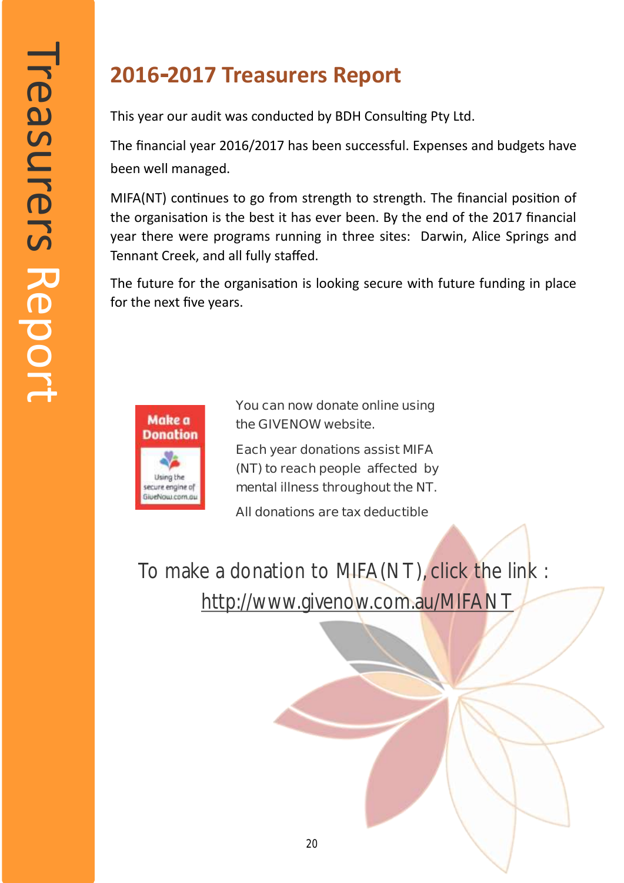# 2016-2017 Treasurers Report

This year our audit was conducted by BDH Consulting Pty Ltd.

The financial year 2016/2017 has been successful. Expenses and budgets have been well managed.

MIFA(NT) continues to go from strength to strength. The financial position of the organisation is the best it has ever been. By the end of the 2017 financial year there were programs running in three sites: Darwin, Alice Springs and Tennant Creek, and all fully staffed.

The future for the organisation is looking secure with future funding in place for the next five years.

Make a Donation

Using the secure engine of GiveNow.com.au

You can now donate online using the GIVENOW website.

Each year donations assist MIFA (NT) to reach people affected by mental illness throughout the NT.

All donations are tax deductible

To make a donation to MIFA(NT), click the link :

http://www.givenow.com.au/MIFANT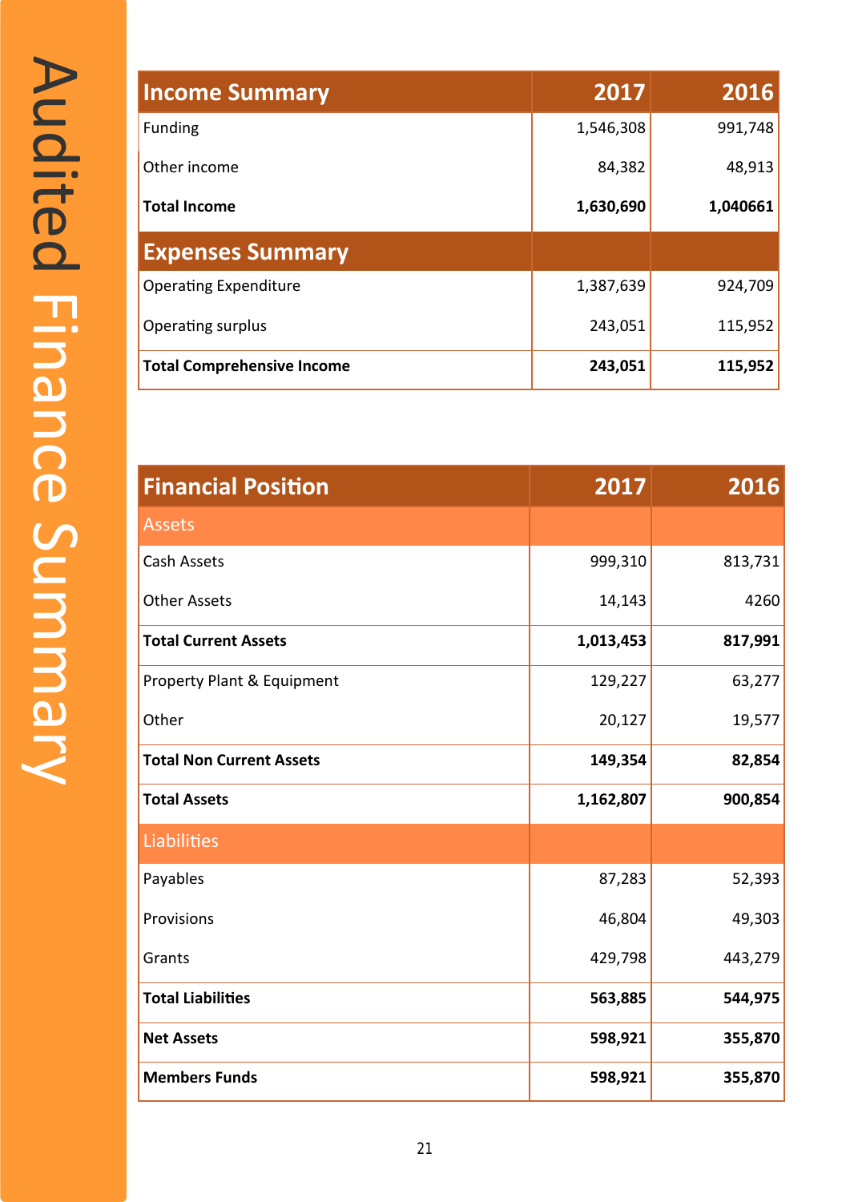# Audited Finance Summary

| Income Summary | 2017 | 2016 |
|---|---|---|
| Funding | 1,546,308 | 991,748 |
| Other income | 84,382 | 48,913 |
| **Total Income** | **1,630,690** | **1,040661** |
| **Expenses Summary** | | |
| Operating Expenditure | 1,387,639 | 924,709 |
| Operating surplus | 243,051 | 115,952 |
| **Total Comprehensive Income** | **243,051** | **115,952** |

| Financial Position | 2017 | 2016 |
|---|---|---|
| Assets | | |
| Cash Assets | 999,310 | 813,731 |
| Other Assets | 14,143 | 4260 |
| **Total Current Assets** | **1,013,453** | **817,991** |
| Property Plant & Equipment | 129,227 | 63,277 |
| Other | 20,127 | 19,577 |
| **Total Non Current Assets** | **149,354** | **82,854** |
| **Total Assets** | **1,162,807** | **900,854** |
| Liabilities | | |
| Payables | 87,283 | 52,393 |
| Provisions | 46,804 | 49,303 |
| Grants | 429,798 | 443,279 |
| **Total Liabilities** | **563,885** | **544,975** |
| **Net Assets** | **598,921** | **355,870** |
| **Members Funds** | **598,921** | **355,870** |